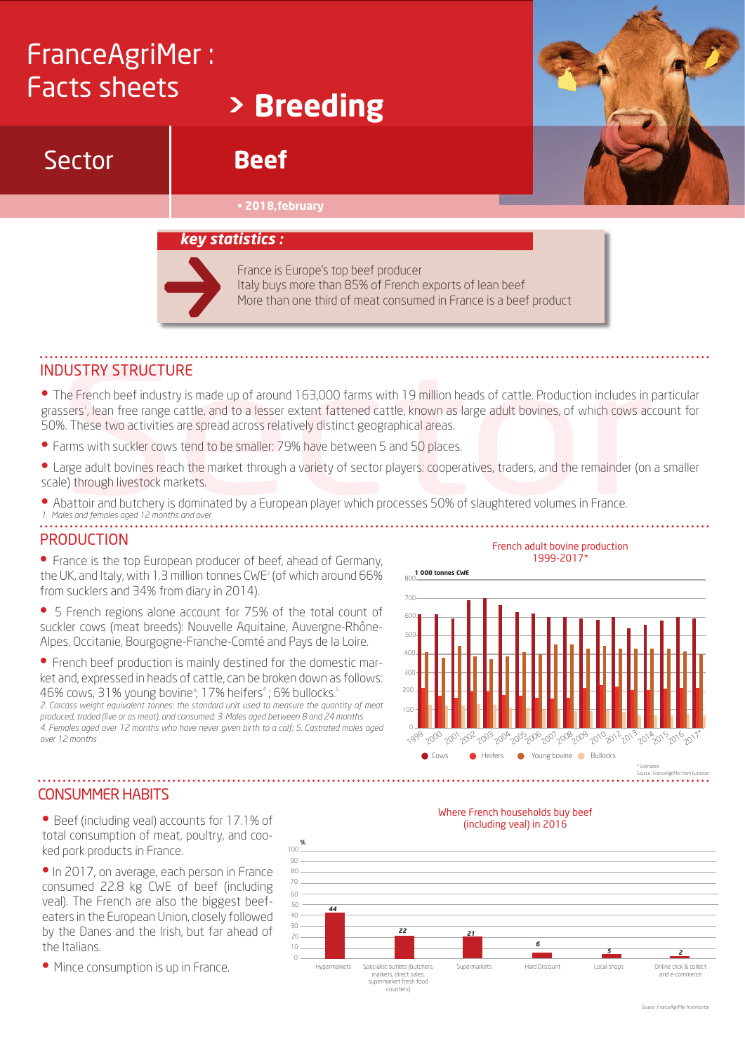# FranceAgriMer : Facts sheets

## > Breeding

**Sector** | **Beef**

• 2018,february

**key statistics :**

France is Europe's top beef producer
Italy buys more than 85% of French exports of lean beef
More than one third of meat consumed in France is a beef product

## INDUSTRY STRUCTURE

- The French beef industry is made up of around 163,000 farms with 19 million heads of cattle. Production includes in particular grassers[1], lean free range cattle, and to a lesser extent fattened cattle, known as large adult bovines, of which cows account for 50%. These two activities are spread across relatively distinct geographical areas.
- Farms with suckler cows tend to be smaller: 79% have between 5 and 50 places.
- Large adult bovines reach the market through a variety of sector players: cooperatives, traders, and the remainder (on a smaller scale) through livestock markets.
- Abattoir and butchery is dominated by a European player which processes 50% of slaughtered volumes in France.

*1. Males and females aged 12 months and over*

## PRODUCTION

- France is the top European producer of beef, ahead of Germany, the UK, and Italy, with 1.3 million tonnes CWE[2] (of which around 66% from sucklers and 34% from diary in 2014).
- 5 French regions alone account for 75% of the total count of suckler cows (meat breeds): Nouvelle Aquitaine, Auvergne-Rhône-Alpes, Occitanie, Bourgogne-Franche-Comté and Pays de la Loire.
- French beef production is mainly destined for the domestic market and, expressed in heads of cattle, can be broken down as follows: 46% cows, 31% young bovine[3]; 17% heifers[4] ; 6% bullocks.[5]

*2. Carcass weight equivalent tonnes: the standard unit used to measure the quantity of meat produced, traded (live or as meat), and consumed; 3. Males aged between 8 and 24 months*
*4. Females aged over 12 months who have never given birth to a calf; 5. Castrated males aged over 12 months*

**French adult bovine production 1999-2017***

1 000 tonnes CWE

Cows | Heifers | Young bovine | Bullocks

* Estimates
Source : FranceAgriMer from Eurostat

## CONSUMMER HABITS

- Beef (including veal) accounts for 17.1% of total consumption of meat, poultry, and cooked pork products in France.
- In 2017, on average, each person in France consumed 22.8 kg CWE of beef (including veal). The French are also the biggest beef-eaters in the European Union, closely followed by the Danes and the Irish, but far ahead of the Italians.
- Mince consumption is up in France.

**Where French households buy beef (including veal) in 2016**

| Outlet | % |
|---|---|
| Hypermarkets | 44 |
| Specialist outlets (butchers, markets, direct sales, supermarket fresh food counters) | 22 |
| Supermarkets | 21 |
| Hard Discount | 6 |
| Local shops | 5 |
| Online click & collect and e-commerce | 2 |

Source : FranceAgriMer from Kantar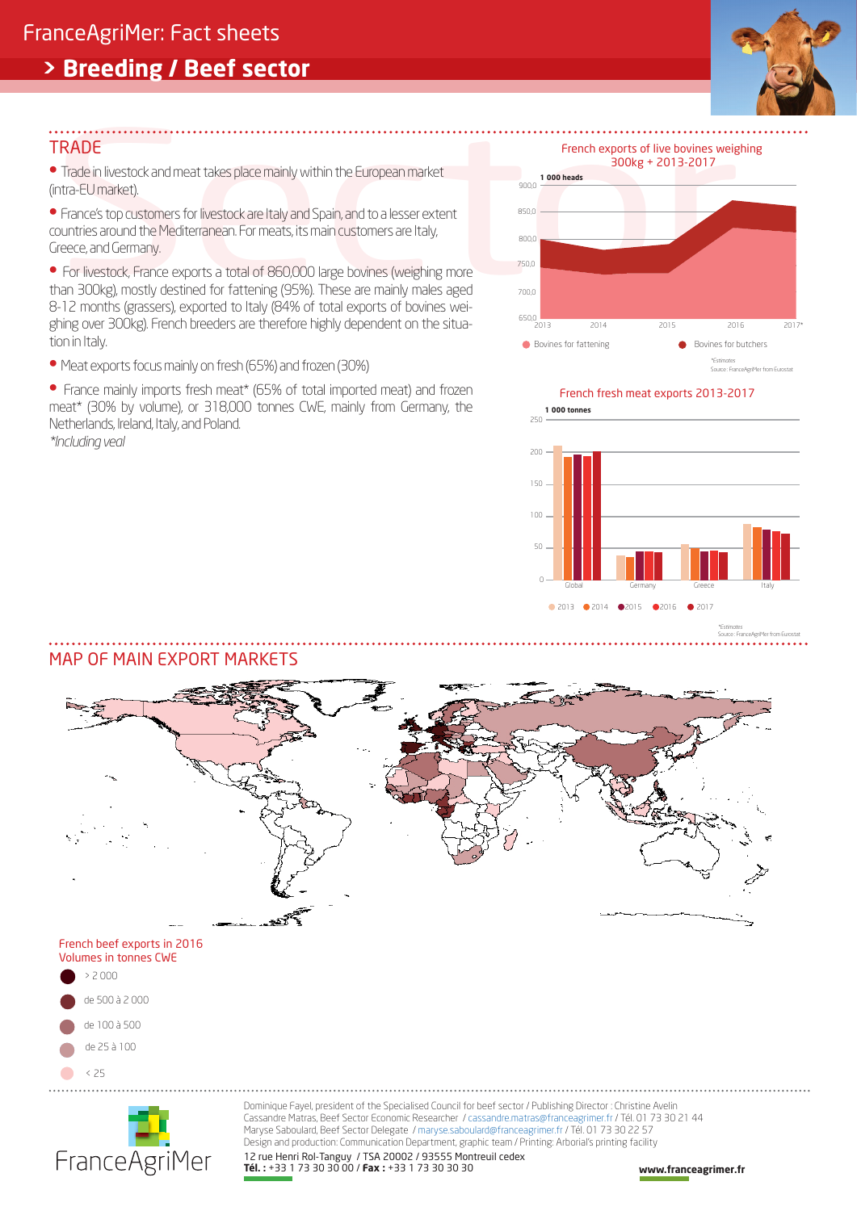# FranceAgriMer: Fact sheets

## > Breeding / Beef sector

## TRADE

- Trade in livestock and meat takes place mainly within the European market (intra-EU market).
- France's top customers for livestock are Italy and Spain, and to a lesser extent countries around the Mediterranean. For meats, its main customers are Italy, Greece, and Germany.
- For livestock, France exports a total of 860,000 large bovines (weighing more than 300kg), mostly destined for fattening (95%). These are mainly males aged 8-12 months (grassers), exported to Italy (84% of total exports of bovines weighing over 300kg). French breeders are therefore highly dependent on the situation in Italy.
- Meat exports focus mainly on fresh (65%) and frozen (30%)
- France mainly imports fresh meat* (65% of total imported meat) and frozen meat* (30% by volume), or 318,000 tonnes CWE, mainly from Germany, the Netherlands, Ireland, Italy, and Poland.

*\*Including veal*

French exports of live bovines weighing 300kg + 2013-2017

1 000 heads

900,0
850,0
800,0
750,0
700,0
650,0

2013 2014 2015 2016 2017*

Bovines for fattening
Bovines for butchers

*Estimates
Source: FranceAgriMer from Eurostat

French fresh meat exports 2013-2017

1 000 tonnes

250
200
150
100
50
0

Global Germany Greece Italy

2013 2014 2015 2016 2017

*Estimates
Source: FranceAgriMer from Eurostat

## MAP OF MAIN EXPORT MARKETS

French beef exports in 2016
Volumes in tonnes CWE

- > 2 000
- de 500 à 2 000
- de 100 à 500
- de 25 à 100
- < 25

---

FranceAgriMer

Dominique Fayel, president of the Specialised Council for beef sector / Publishing Director : Christine Avelin
Cassandre Matras, Beef Sector Economic Researcher / cassandre.matras@franceagrimer.fr / Tél. 01 73 30 21 44
Maryse Saboulard, Beef Sector Delegate / maryse.saboulard@franceagrimer.fr / Tél. 01 73 30 22 57
Design and production: Communication Department, graphic team / Printing: Arborial's printing facility
12 rue Henri Rol-Tanguy / TSA 20002 / 93555 Montreuil cedex
**Tél. :** +33 1 73 30 30 00 / **Fax :** +33 1 73 30 30 30

**www.franceagrimer.fr**